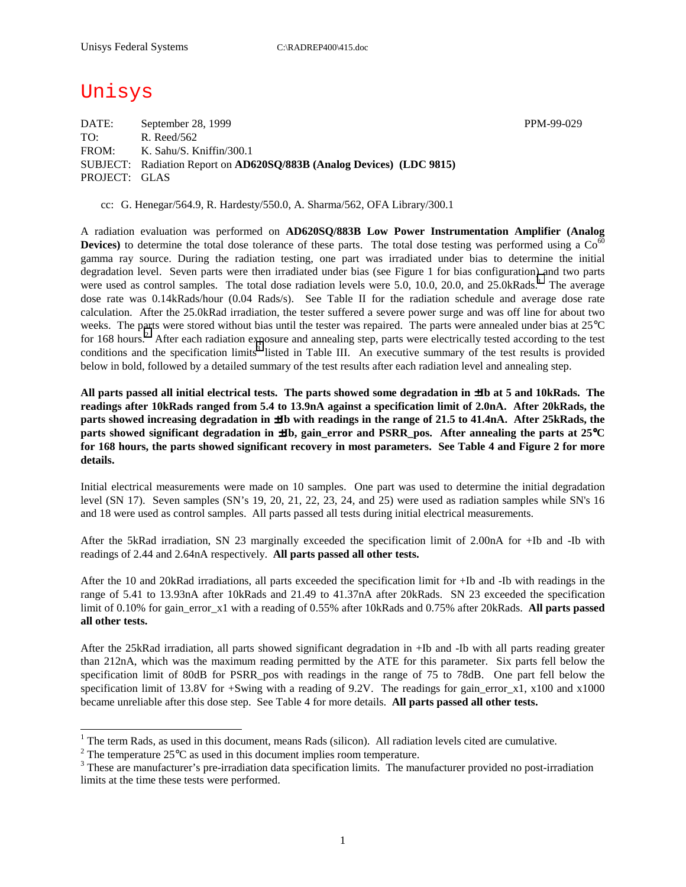Unisys Federal Systems C:\RADREP400\415.doc

# Unisys

DATE: September 28, 1999 PPM-99-029
TO: R. Reed/562
FROM: K. Sahu/S. Kniffin/300.1
SUBJECT: Radiation Report on **AD620SQ/883B (Analog Devices) (LDC 9815)**
PROJECT: GLAS

cc: G. Henegar/564.9, R. Hardesty/550.0, A. Sharma/562, OFA Library/300.1

A radiation evaluation was performed on **AD620SQ/883B Low Power Instrumentation Amplifier (Analog Devices)** to determine the total dose tolerance of these parts. The total dose testing was performed using a $Co^{60}$ gamma ray source. During the radiation testing, one part was irradiated under bias to determine the initial degradation level. Seven parts were then irradiated under bias (see Figure 1 for bias configuration) and two parts were used as control samples. The total dose radiation levels were 5.0, 10.0, 20.0, and 25.0kRads.[1] The average dose rate was 0.14kRads/hour (0.04 Rads/s). See Table II for the radiation schedule and average dose rate calculation. After the 25.0kRad irradiation, the tester suffered a severe power surge and was off line for about two weeks. The parts were stored without bias until the tester was repaired. The parts were annealed under bias at 25°C for 168 hours.[2] After each radiation exposure and annealing step, parts were electrically tested according to the test conditions and the specification limits[3] listed in Table III. An executive summary of the test results is provided below in bold, followed by a detailed summary of the test results after each radiation level and annealing step.

**All parts passed all initial electrical tests. The parts showed some degradation in ±Ib at 5 and 10kRads. The readings after 10kRads ranged from 5.4 to 13.9nA against a specification limit of 2.0nA. After 20kRads, the parts showed increasing degradation in ±Ib with readings in the range of 21.5 to 41.4nA. After 25kRads, the parts showed significant degradation in ±Ib, gain_error and PSRR_pos. After annealing the parts at 25°C for 168 hours, the parts showed significant recovery in most parameters. See Table 4 and Figure 2 for more details.**

Initial electrical measurements were made on 10 samples. One part was used to determine the initial degradation level (SN 17). Seven samples (SN's 19, 20, 21, 22, 23, 24, and 25) were used as radiation samples while SN's 16 and 18 were used as control samples. All parts passed all tests during initial electrical measurements.

After the 5kRad irradiation, SN 23 marginally exceeded the specification limit of 2.00nA for +Ib and -Ib with readings of 2.44 and 2.64nA respectively. **All parts passed all other tests.**

After the 10 and 20kRad irradiations, all parts exceeded the specification limit for +Ib and -Ib with readings in the range of 5.41 to 13.93nA after 10kRads and 21.49 to 41.37nA after 20kRads. SN 23 exceeded the specification limit of 0.10% for gain_error_x1 with a reading of 0.55% after 10kRads and 0.75% after 20kRads. **All parts passed all other tests.**

After the 25kRad irradiation, all parts showed significant degradation in +Ib and -Ib with all parts reading greater than 212nA, which was the maximum reading permitted by the ATE for this parameter. Six parts fell below the specification limit of 80dB for PSRR_pos with readings in the range of 75 to 78dB. One part fell below the specification limit of 13.8V for +Swing with a reading of 9.2V. The readings for gain_error_x1, x100 and x1000 became unreliable after this dose step. See Table 4 for more details. **All parts passed all other tests.**

---

[1] The term Rads, as used in this document, means Rads (silicon). All radiation levels cited are cumulative.

[2] The temperature 25°C as used in this document implies room temperature.

[3] These are manufacturer's pre-irradiation data specification limits. The manufacturer provided no post-irradiation limits at the time these tests were performed.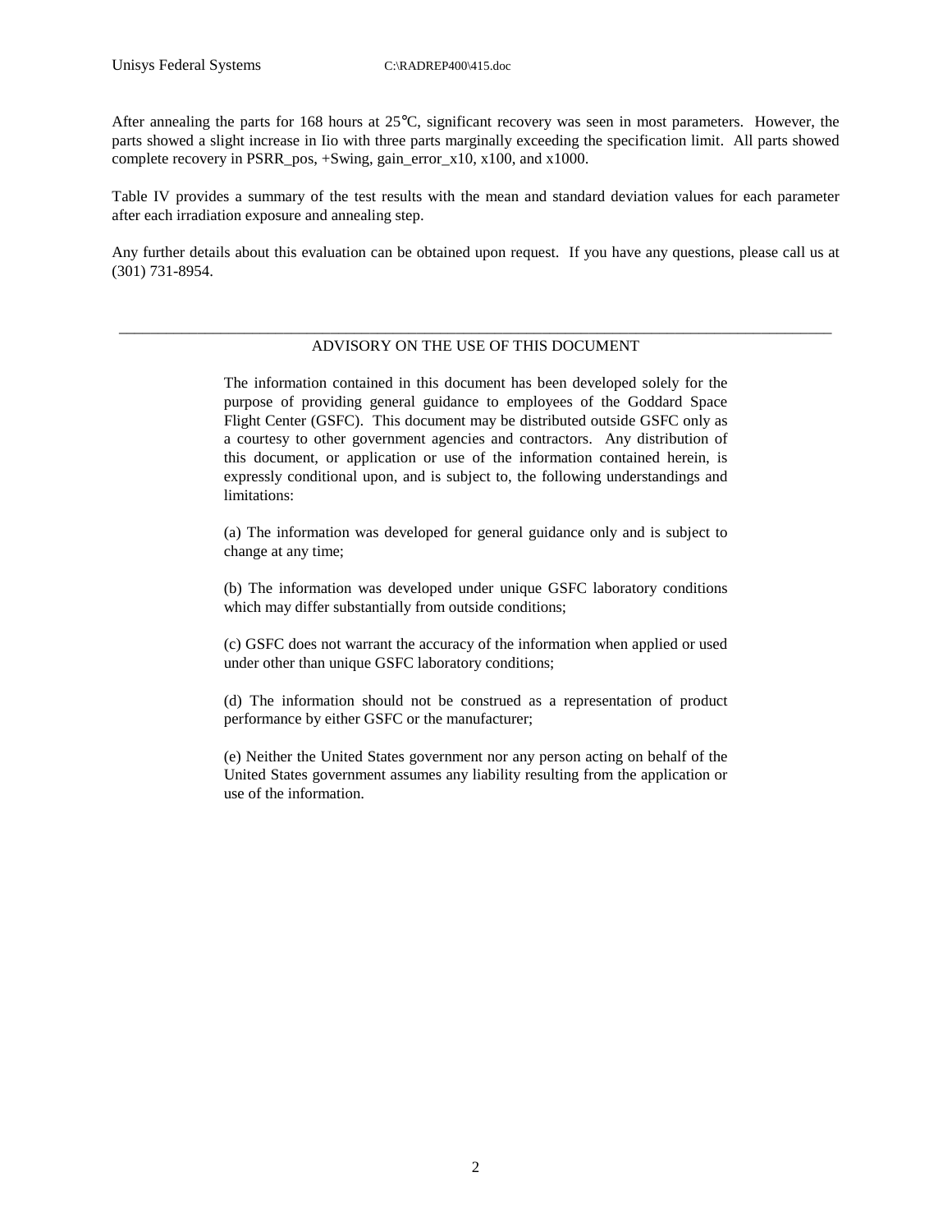After annealing the parts for 168 hours at 25°C, significant recovery was seen in most parameters. However, the parts showed a slight increase in Iio with three parts marginally exceeding the specification limit. All parts showed complete recovery in PSRR_pos, +Swing, gain_error_x10, x100, and x1000.

Table IV provides a summary of the test results with the mean and standard deviation values for each parameter after each irradiation exposure and annealing step.

Any further details about this evaluation can be obtained upon request. If you have any questions, please call us at (301) 731-8954.

---

ADVISORY ON THE USE OF THIS DOCUMENT

The information contained in this document has been developed solely for the purpose of providing general guidance to employees of the Goddard Space Flight Center (GSFC). This document may be distributed outside GSFC only as a courtesy to other government agencies and contractors. Any distribution of this document, or application or use of the information contained herein, is expressly conditional upon, and is subject to, the following understandings and limitations:

(a) The information was developed for general guidance only and is subject to change at any time;

(b) The information was developed under unique GSFC laboratory conditions which may differ substantially from outside conditions;

(c) GSFC does not warrant the accuracy of the information when applied or used under other than unique GSFC laboratory conditions;

(d) The information should not be construed as a representation of product performance by either GSFC or the manufacturer;

(e) Neither the United States government nor any person acting on behalf of the United States government assumes any liability resulting from the application or use of the information.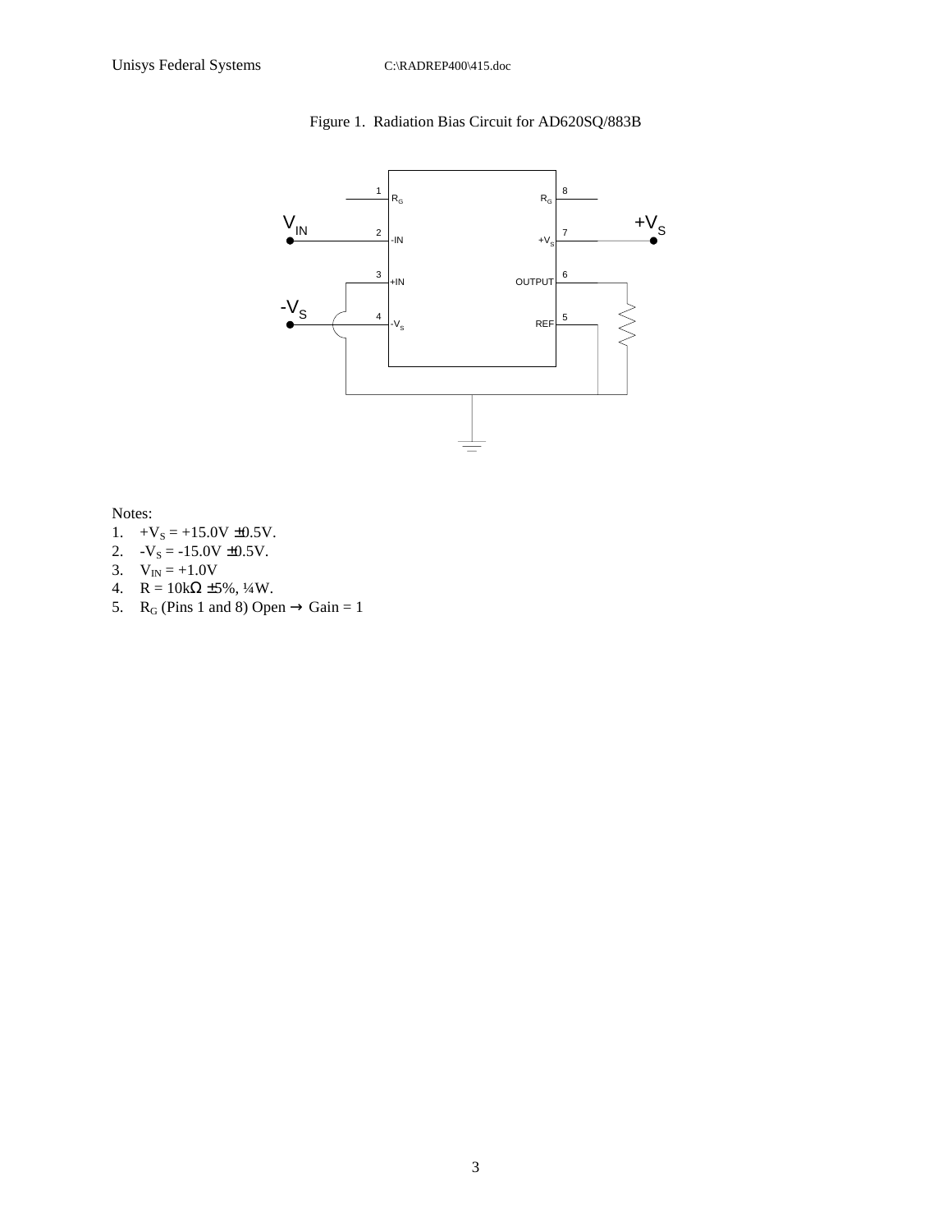Figure 1. Radiation Bias Circuit for AD620SQ/883B

Notes:

1. $+V_S$ = +15.0V ±0.5V.
2. $-V_S$ = -15.0V ±0.5V.
3. $V_{IN}$ = +1.0V
4. R = 10kΩ ±5%, ¼W.
5. $R_G$ (Pins 1 and 8) Open → Gain = 1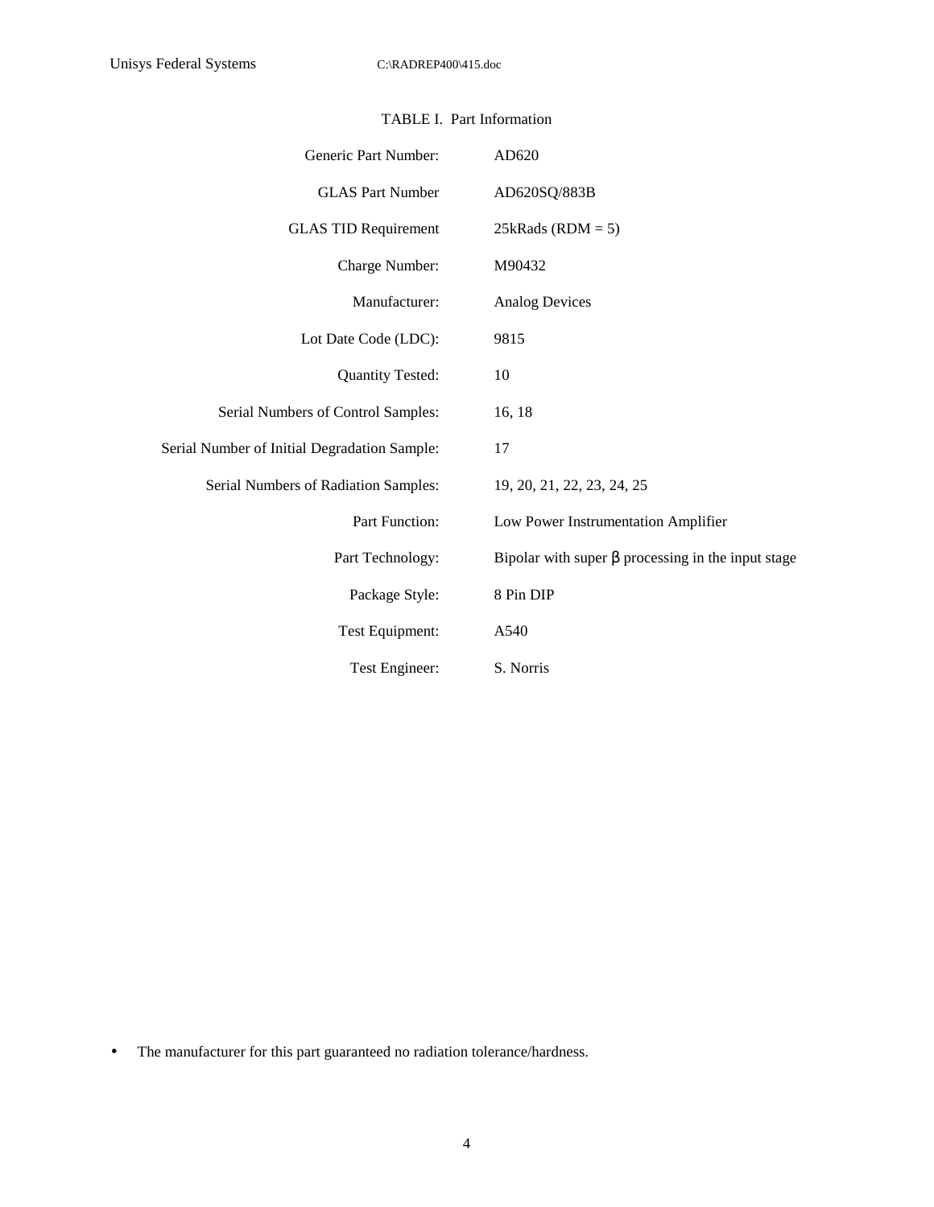TABLE I. Part Information

| | |
|---|---|
| Generic Part Number: | AD620 |
| GLAS Part Number | AD620SQ/883B |
| GLAS TID Requirement | 25kRads (RDM = 5) |
| Charge Number: | M90432 |
| Manufacturer: | Analog Devices |
| Lot Date Code (LDC): | 9815 |
| Quantity Tested: | 10 |
| Serial Numbers of Control Samples: | 16, 18 |
| Serial Number of Initial Degradation Sample: | 17 |
| Serial Numbers of Radiation Samples: | 19, 20, 21, 22, 23, 24, 25 |
| Part Function: | Low Power Instrumentation Amplifier |
| Part Technology: | Bipolar with super β processing in the input stage |
| Package Style: | 8 Pin DIP |
| Test Equipment: | A540 |
| Test Engineer: | S. Norris |

- The manufacturer for this part guaranteed no radiation tolerance/hardness.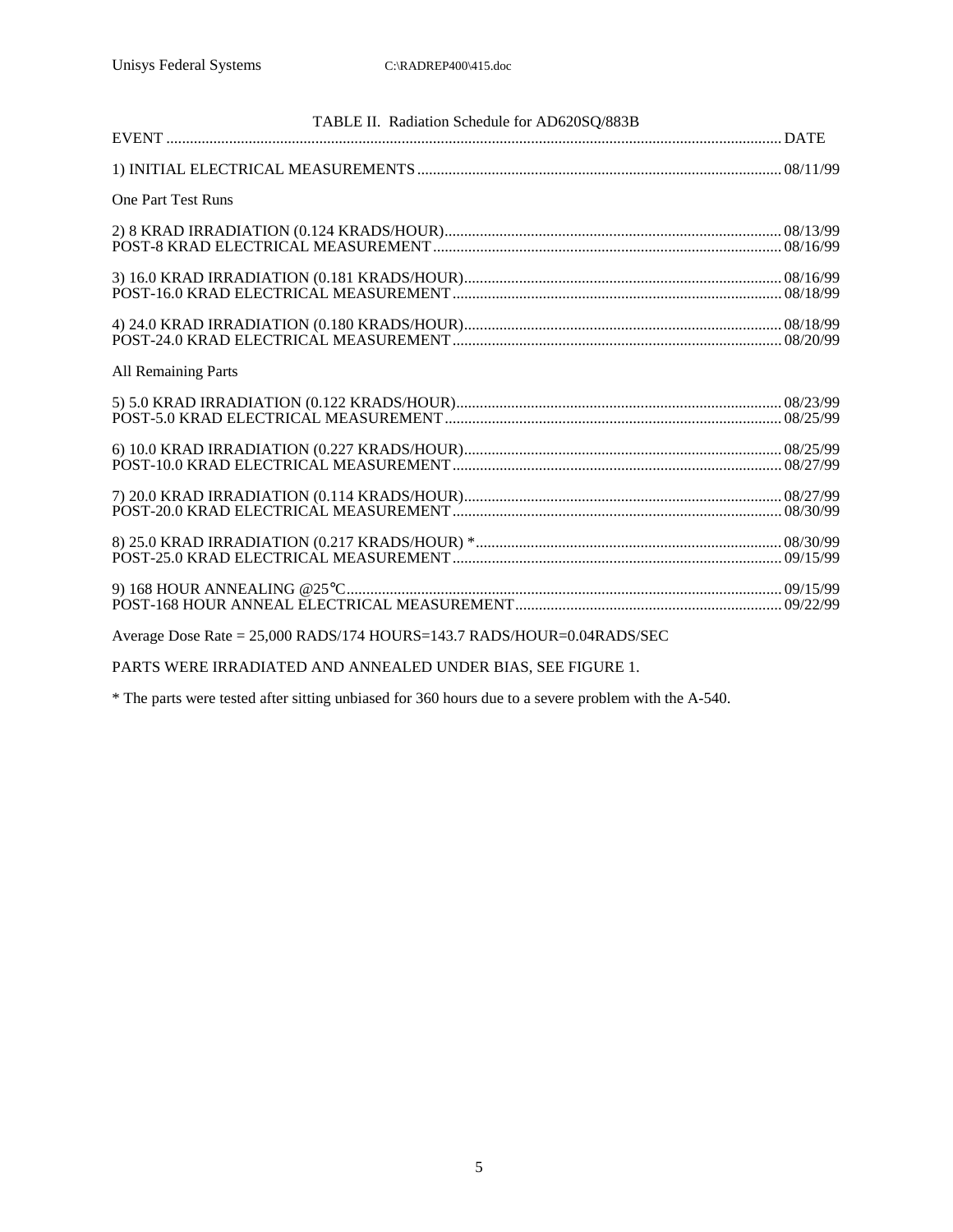TABLE II. Radiation Schedule for AD620SQ/883B

| EVENT | DATE |
|---|---|
| 1) INITIAL ELECTRICAL MEASUREMENTS | 08/11/99 |
| One Part Test Runs | |
| 2) 8 KRAD IRRADIATION (0.124 KRADS/HOUR) | 08/13/99 |
| POST-8 KRAD ELECTRICAL MEASUREMENT | 08/16/99 |
| 3) 16.0 KRAD IRRADIATION (0.181 KRADS/HOUR) | 08/16/99 |
| POST-16.0 KRAD ELECTRICAL MEASUREMENT | 08/18/99 |
| 4) 24.0 KRAD IRRADIATION (0.180 KRADS/HOUR) | 08/18/99 |
| POST-24.0 KRAD ELECTRICAL MEASUREMENT | 08/20/99 |
| All Remaining Parts | |
| 5) 5.0 KRAD IRRADIATION (0.122 KRADS/HOUR) | 08/23/99 |
| POST-5.0 KRAD ELECTRICAL MEASUREMENT | 08/25/99 |
| 6) 10.0 KRAD IRRADIATION (0.227 KRADS/HOUR) | 08/25/99 |
| POST-10.0 KRAD ELECTRICAL MEASUREMENT | 08/27/99 |
| 7) 20.0 KRAD IRRADIATION (0.114 KRADS/HOUR) | 08/27/99 |
| POST-20.0 KRAD ELECTRICAL MEASUREMENT | 08/30/99 |
| 8) 25.0 KRAD IRRADIATION (0.217 KRADS/HOUR) * | 08/30/99 |
| POST-25.0 KRAD ELECTRICAL MEASUREMENT | 09/15/99 |
| 9) 168 HOUR ANNEALING @25°C | 09/15/99 |
| POST-168 HOUR ANNEAL ELECTRICAL MEASUREMENT | 09/22/99 |

Average Dose Rate = 25,000 RADS/174 HOURS=143.7 RADS/HOUR=0.04RADS/SEC

PARTS WERE IRRADIATED AND ANNEALED UNDER BIAS, SEE FIGURE 1.

* The parts were tested after sitting unbiased for 360 hours due to a severe problem with the A-540.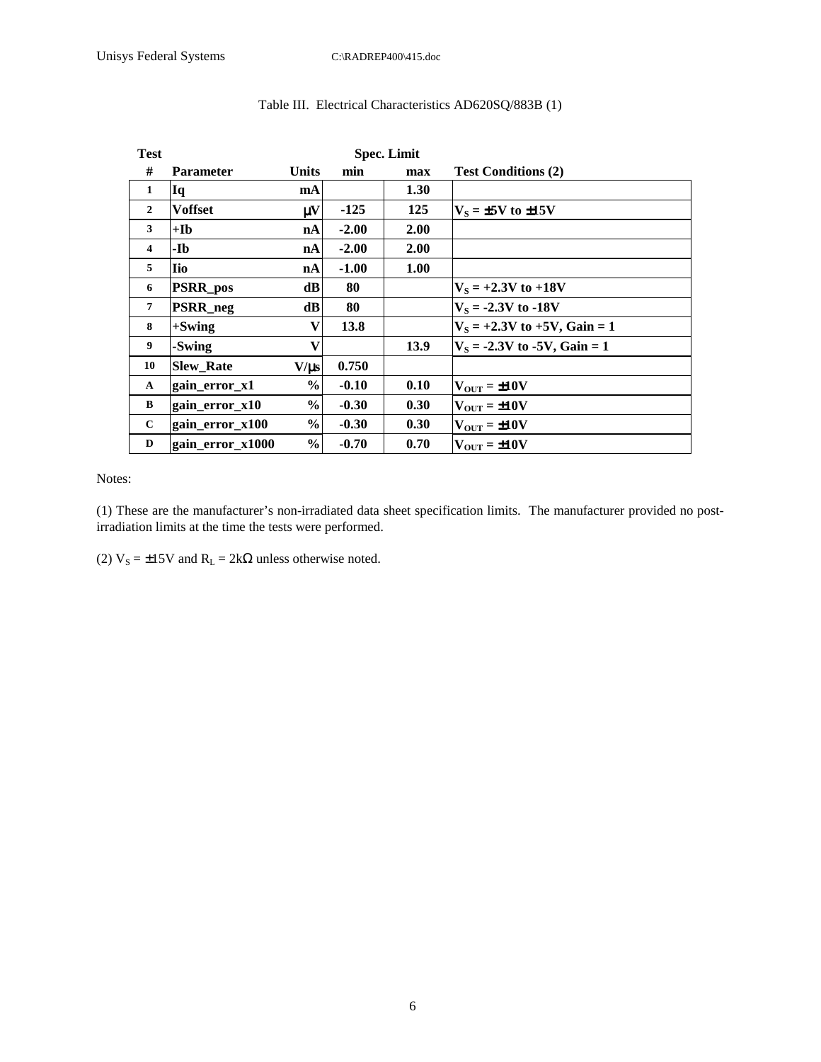Table III. Electrical Characteristics AD620SQ/883B (1)

| Test # | Parameter | Units | Spec. Limit min | Spec. Limit max | Test Conditions (2) |
|---|---|---|---|---|---|
| 1 | Iq | mA | | 1.30 | |
| 2 | Voffset | μV | -125 | 125 | $V_S$ = ±5V to ±15V |
| 3 | +Ib | nA | -2.00 | 2.00 | |
| 4 | -Ib | nA | -2.00 | 2.00 | |
| 5 | Iio | nA | -1.00 | 1.00 | |
| 6 | PSRR_pos | dB | 80 | | $V_S$ = +2.3V to +18V |
| 7 | PSRR_neg | dB | 80 | | $V_S$ = -2.3V to -18V |
| 8 | +Swing | V | 13.8 | | $V_S$ = +2.3V to +5V, Gain = 1 |
| 9 | -Swing | V | | 13.9 | $V_S$ = -2.3V to -5V, Gain = 1 |
| 10 | Slew_Rate | V/μs | 0.750 | | |
| A | gain_error_x1 | % | -0.10 | 0.10 | $V_{OUT}$ = ±10V |
| B | gain_error_x10 | % | -0.30 | 0.30 | $V_{OUT}$ = ±10V |
| C | gain_error_x100 | % | -0.30 | 0.30 | $V_{OUT}$ = ±10V |
| D | gain_error_x1000 | % | -0.70 | 0.70 | $V_{OUT}$ = ±10V |

Notes:

(1) These are the manufacturer's non-irradiated data sheet specification limits. The manufacturer provided no post-irradiation limits at the time the tests were performed.

(2) $V_S$ = ±15V and $R_L$ = 2kΩ unless otherwise noted.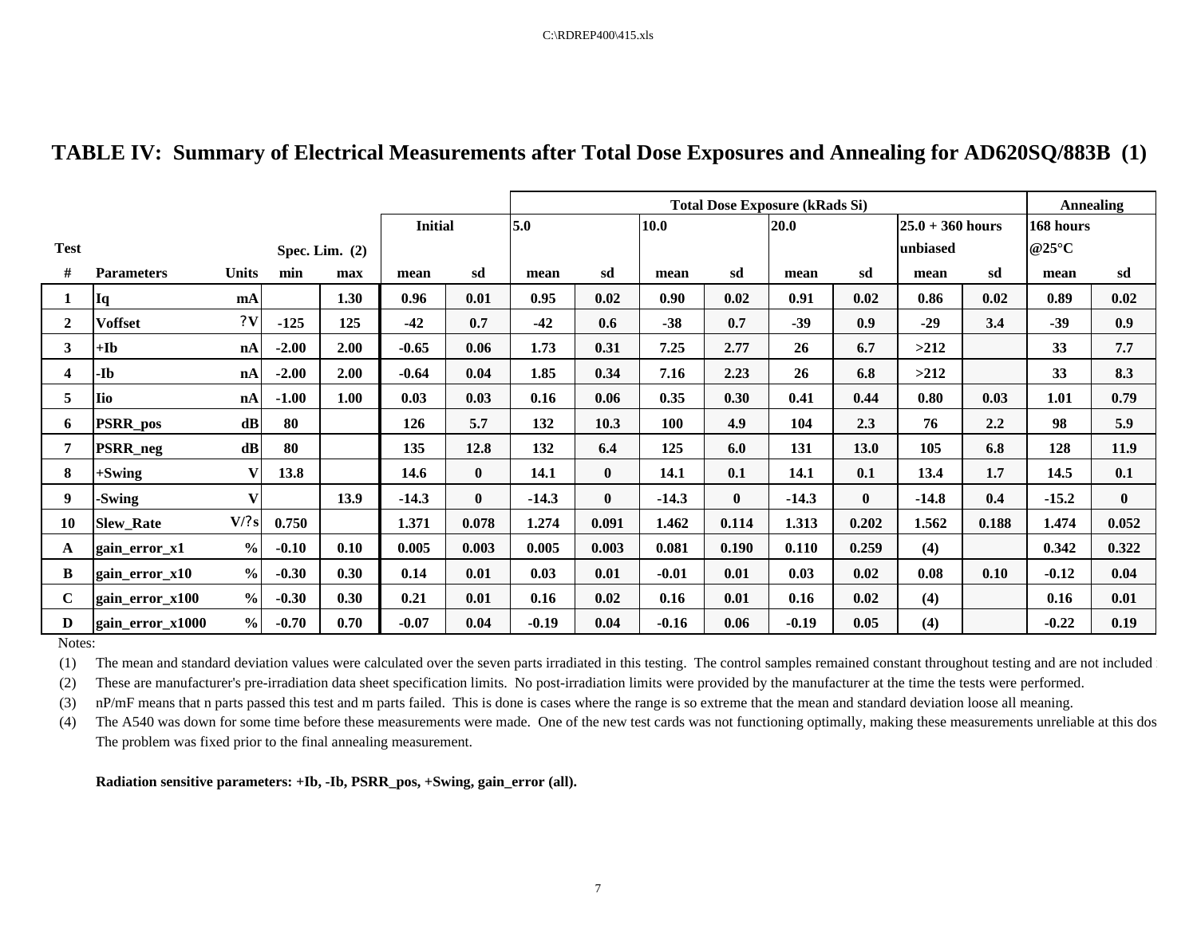# TABLE IV: Summary of Electrical Measurements after Total Dose Exposures and Annealing for AD620SQ/883B (1)

| Test | | | | | | | Total Dose Exposure (kRads Si) | | | | | | | | Annealing | |
|---|---|---|---|---|---|---|---|---|---|---|---|---|---|---|---|---|
| | | | | | Initial | | 5.0 | | 10.0 | | 20.0 | | 25.0 + 360 hours unbiased | | 168 hours @25°C | |
| | | | Spec. Lim. (2) | | | | | | | | | | | | | |
| # | Parameters | Units | min | max | mean | sd | mean | sd | mean | sd | mean | sd | mean | sd | mean | sd |
| 1 | Iq | mA | | 1.30 | 0.96 | 0.01 | 0.95 | 0.02 | 0.90 | 0.02 | 0.91 | 0.02 | 0.86 | 0.02 | 0.89 | 0.02 |
| 2 | Voffset | ?V | -125 | 125 | -42 | 0.7 | -42 | 0.6 | -38 | 0.7 | -39 | 0.9 | -29 | 3.4 | -39 | 0.9 |
| 3 | +Ib | nA | -2.00 | 2.00 | -0.65 | 0.06 | 1.73 | 0.31 | 7.25 | 2.77 | 26 | 6.7 | >212 | | 33 | 7.7 |
| 4 | -Ib | nA | -2.00 | 2.00 | -0.64 | 0.04 | 1.85 | 0.34 | 7.16 | 2.23 | 26 | 6.8 | >212 | | 33 | 8.3 |
| 5 | Iio | nA | -1.00 | 1.00 | 0.03 | 0.03 | 0.16 | 0.06 | 0.35 | 0.30 | 0.41 | 0.44 | 0.80 | 0.03 | 1.01 | 0.79 |
| 6 | PSRR_pos | dB | 80 | | 126 | 5.7 | 132 | 10.3 | 100 | 4.9 | 104 | 2.3 | 76 | 2.2 | 98 | 5.9 |
| 7 | PSRR_neg | dB | 80 | | 135 | 12.8 | 132 | 6.4 | 125 | 6.0 | 131 | 13.0 | 105 | 6.8 | 128 | 11.9 |
| 8 | +Swing | V | 13.8 | | 14.6 | 0 | 14.1 | 0 | 14.1 | 0.1 | 14.1 | 0.1 | 13.4 | 1.7 | 14.5 | 0.1 |
| 9 | -Swing | V | | 13.9 | -14.3 | 0 | -14.3 | 0 | -14.3 | 0 | -14.3 | 0 | -14.8 | 0.4 | -15.2 | 0 |
| 10 | Slew_Rate | V/?s | 0.750 | | 1.371 | 0.078 | 1.274 | 0.091 | 1.462 | 0.114 | 1.313 | 0.202 | 1.562 | 0.188 | 1.474 | 0.052 |
| A | gain_error_x1 | % | -0.10 | 0.10 | 0.005 | 0.003 | 0.005 | 0.003 | 0.081 | 0.190 | 0.110 | 0.259 | (4) | | 0.342 | 0.322 |
| B | gain_error_x10 | % | -0.30 | 0.30 | 0.14 | 0.01 | 0.03 | 0.01 | -0.01 | 0.01 | 0.03 | 0.02 | 0.08 | 0.10 | -0.12 | 0.04 |
| C | gain_error_x100 | % | -0.30 | 0.30 | 0.21 | 0.01 | 0.16 | 0.02 | 0.16 | 0.01 | 0.16 | 0.02 | (4) | | 0.16 | 0.01 |
| D | gain_error_x1000 | % | -0.70 | 0.70 | -0.07 | 0.04 | -0.19 | 0.04 | -0.16 | 0.06 | -0.19 | 0.05 | (4) | | -0.22 | 0.19 |

Notes:

(1) The mean and standard deviation values were calculated over the seven parts irradiated in this testing. The control samples remained constant throughout testing and are not included i

(2) These are manufacturer's pre-irradiation data sheet specification limits. No post-irradiation limits were provided by the manufacturer at the time the tests were performed.

(3) nP/mF means that n parts passed this test and m parts failed. This is done is cases where the range is so extreme that the mean and standard deviation loose all meaning.

(4) The A540 was down for some time before these measurements were made. One of the new test cards was not functioning optimally, making these measurements unreliable at this dos
The problem was fixed prior to the final annealing measurement.

**Radiation sensitive parameters: +Ib, -Ib, PSRR_pos, +Swing, gain_error (all).**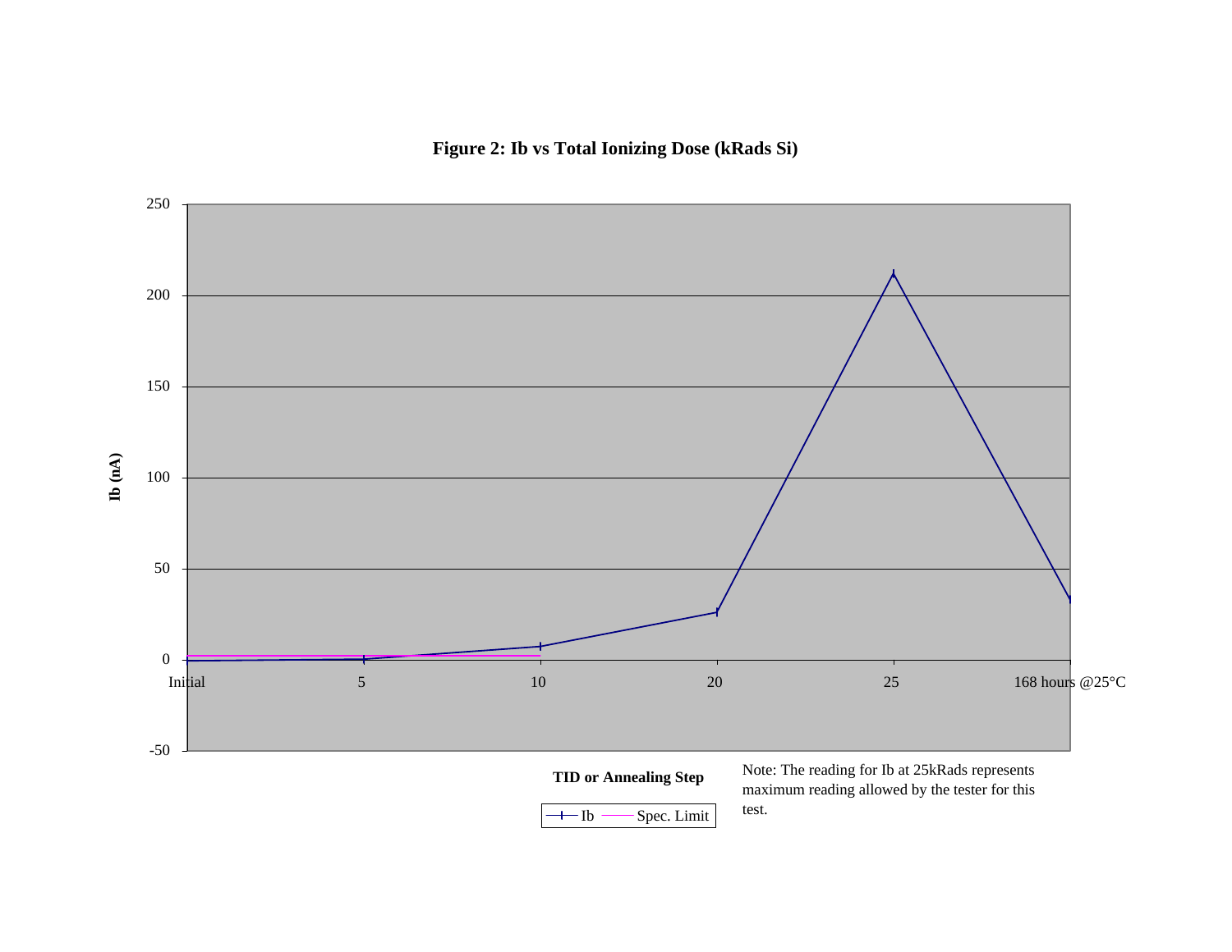**Figure 2: Ib vs Total Ionizing Dose (kRads Si)**

Ib (nA)

250
200
150
100
50
0
-50

Initial
5
10
20
25
168 hours @25°C

TID or Annealing Step

Ib
Spec. Limit

Note: The reading for Ib at 25kRads represents maximum reading allowed by the tester for this test.